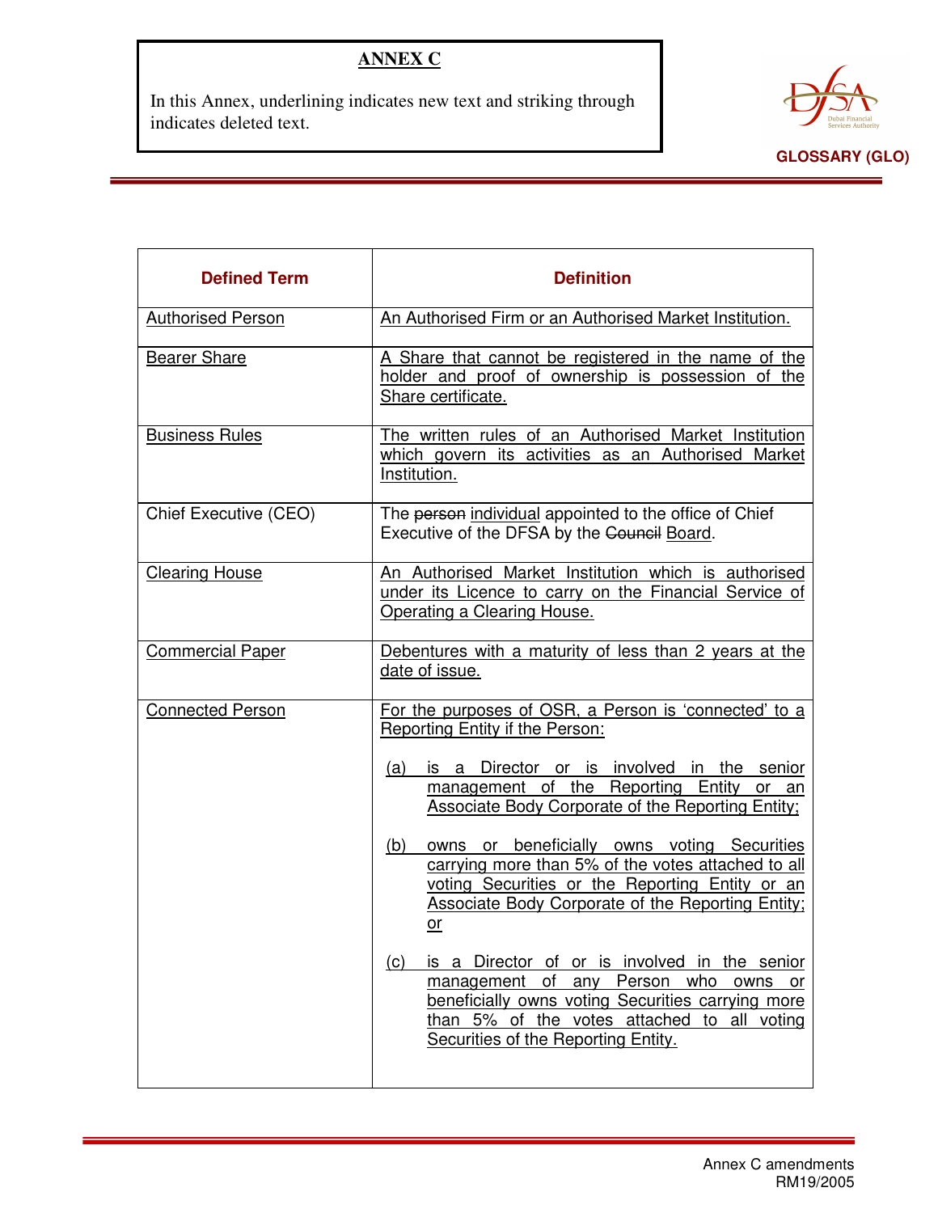**ANNEX C**

In this Annex, underlining indicates new text and striking through indicates deleted text.

**GLOSSARY (GLO)**

| Defined Term | Definition |
|---|---|
| <u>Authorised Person</u> | <u>An Authorised Firm or an Authorised Market Institution.</u> |
| <u>Bearer Share</u> | <u>A Share that cannot be registered in the name of the holder and proof of ownership is possession of the Share certificate.</u> |
| <u>Business Rules</u> | <u>The written rules of an Authorised Market Institution which govern its activities as an Authorised Market Institution.</u> |
| Chief Executive (CEO) | The ~~person~~ <u>individual</u> appointed to the office of Chief Executive of the DFSA by the ~~Council~~ <u>Board</u>. |
| <u>Clearing House</u> | <u>An Authorised Market Institution which is authorised under its Licence to carry on the Financial Service of Operating a Clearing House.</u> |
| <u>Commercial Paper</u> | <u>Debentures with a maturity of less than 2 years at the date of issue.</u> |
| <u>Connected Person</u> | <u>For the purposes of OSR, a Person is 'connected' to a Reporting Entity if the Person:</u><br><br><u>(a) is a Director or is involved in the senior management of the Reporting Entity or an Associate Body Corporate of the Reporting Entity;</u><br><br><u>(b) owns or beneficially owns voting Securities carrying more than 5% of the votes attached to all voting Securities or the Reporting Entity or an Associate Body Corporate of the Reporting Entity; or</u><br><br><u>(c) is a Director of or is involved in the senior management of any Person who owns or beneficially owns voting Securities carrying more than 5% of the votes attached to all voting Securities of the Reporting Entity.</u> |

Annex C amendments
RM19/2005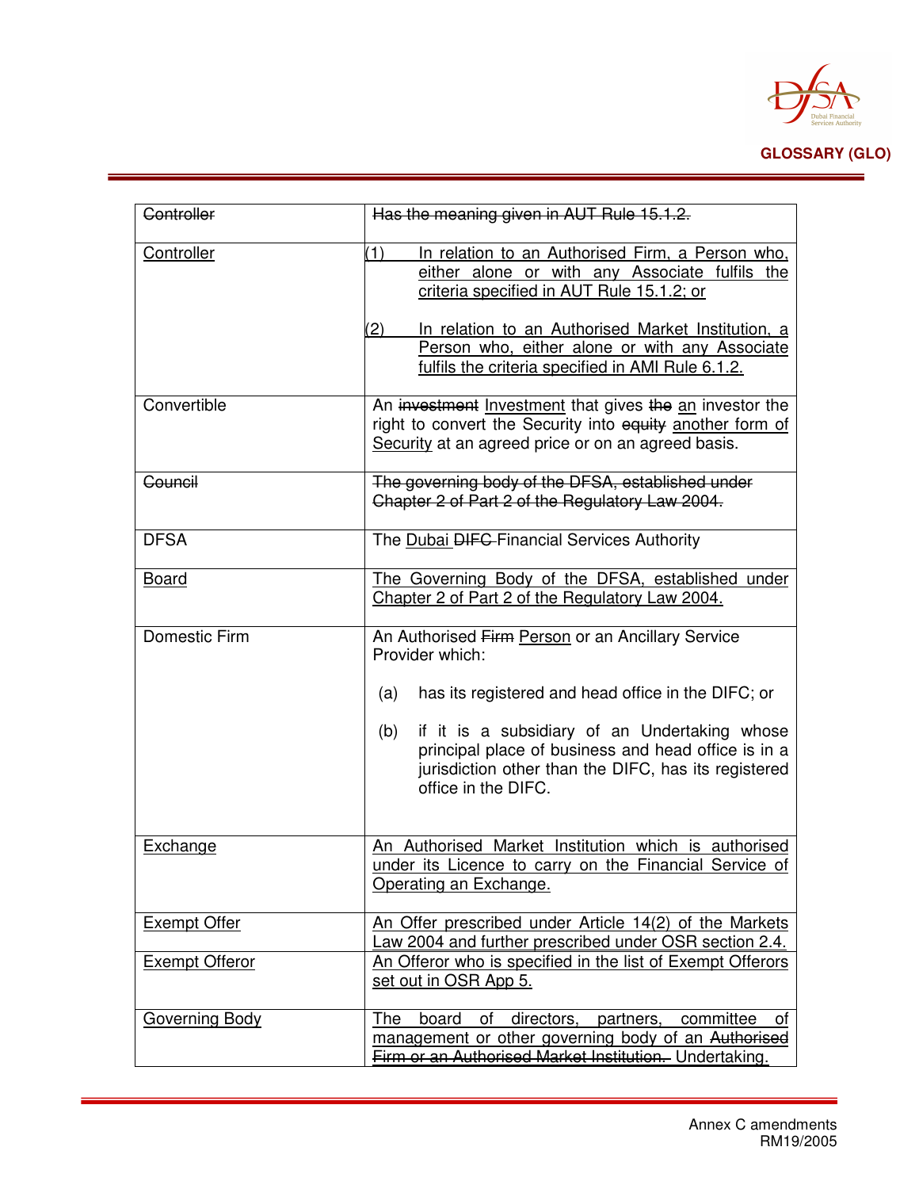| ~~Controller~~ | ~~Has the meaning given in AUT Rule 15.1.2.~~ |
|---|---|
| <u>Controller</u> | <u>(1) In relation to an Authorised Firm, a Person who, either alone or with any Associate fulfils the criteria specified in AUT Rule 15.1.2; or</u><br><br><u>(2) In relation to an Authorised Market Institution, a Person who, either alone or with any Associate fulfils the criteria specified in AMI Rule 6.1.2.</u> |
| Convertible | An ~~investment~~ <u>Investment</u> that gives ~~the~~ <u>an</u> investor the right to convert the Security into ~~equity~~ <u>another form of Security</u> at an agreed price or on an agreed basis. |
| ~~Council~~ | ~~The governing body of the DFSA, established under Chapter 2 of Part 2 of the Regulatory Law 2004.~~ |
| DFSA | The <u>Dubai</u> ~~DIFC~~ Financial Services Authority |
| <u>Board</u> | <u>The Governing Body of the DFSA, established under Chapter 2 of Part 2 of the Regulatory Law 2004.</u> |
| Domestic Firm | An Authorised ~~Firm~~ <u>Person</u> or an Ancillary Service Provider which:<br><br>(a) has its registered and head office in the DIFC; or<br><br>(b) if it is a subsidiary of an Undertaking whose principal place of business and head office is in a jurisdiction other than the DIFC, has its registered office in the DIFC. |
| <u>Exchange</u> | <u>An Authorised Market Institution which is authorised under its Licence to carry on the Financial Service of Operating an Exchange.</u> |
| <u>Exempt Offer</u> | <u>An Offer prescribed under Article 14(2) of the Markets Law 2004 and further prescribed under OSR section 2.4.</u> |
| <u>Exempt Offeror</u> | <u>An Offeror who is specified in the list of Exempt Offerors set out in OSR App 5.</u> |
| <u>Governing Body</u> | <u>The board of directors, partners, committee of management or other governing body of an</u> ~~Authorised Firm or an Authorised Market Institution.~~ <u>Undertaking.</u> |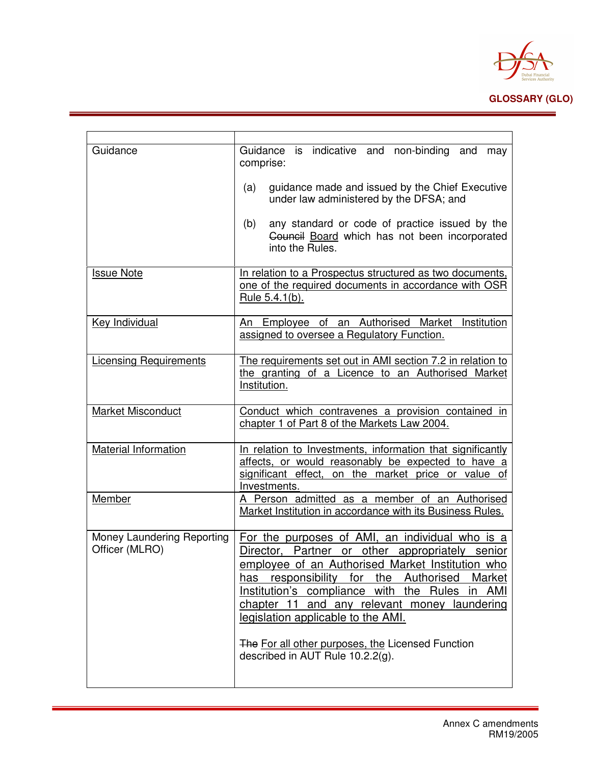| | |
|---|---|
| Guidance | Guidance is indicative and non-binding and may comprise:<br><br>(a) guidance made and issued by the Chief Executive under law administered by the DFSA; and<br><br>(b) any standard or code of practice issued by the ~~Council~~ Board which has not been incorporated into the Rules. |
| Issue Note | In relation to a Prospectus structured as two documents, one of the required documents in accordance with OSR Rule 5.4.1(b). |
| Key Individual | An Employee of an Authorised Market Institution assigned to oversee a Regulatory Function. |
| Licensing Requirements | The requirements set out in AMI section 7.2 in relation to the granting of a Licence to an Authorised Market Institution. |
| Market Misconduct | Conduct which contravenes a provision contained in chapter 1 of Part 8 of the Markets Law 2004. |
| Material Information | In relation to Investments, information that significantly affects, or would reasonably be expected to have a significant effect, on the market price or value of Investments. |
| Member | A Person admitted as a member of an Authorised Market Institution in accordance with its Business Rules. |
| Money Laundering Reporting Officer (MLRO) | For the purposes of AMI, an individual who is a Director, Partner or other appropriately senior employee of an Authorised Market Institution who has responsibility for the Authorised Market Institution's compliance with the Rules in AMI chapter 11 and any relevant money laundering legislation applicable to the AMI.<br><br>~~The~~ For all other purposes, the Licensed Function described in AUT Rule 10.2.2(g). |

Annex C amendments
RM19/2005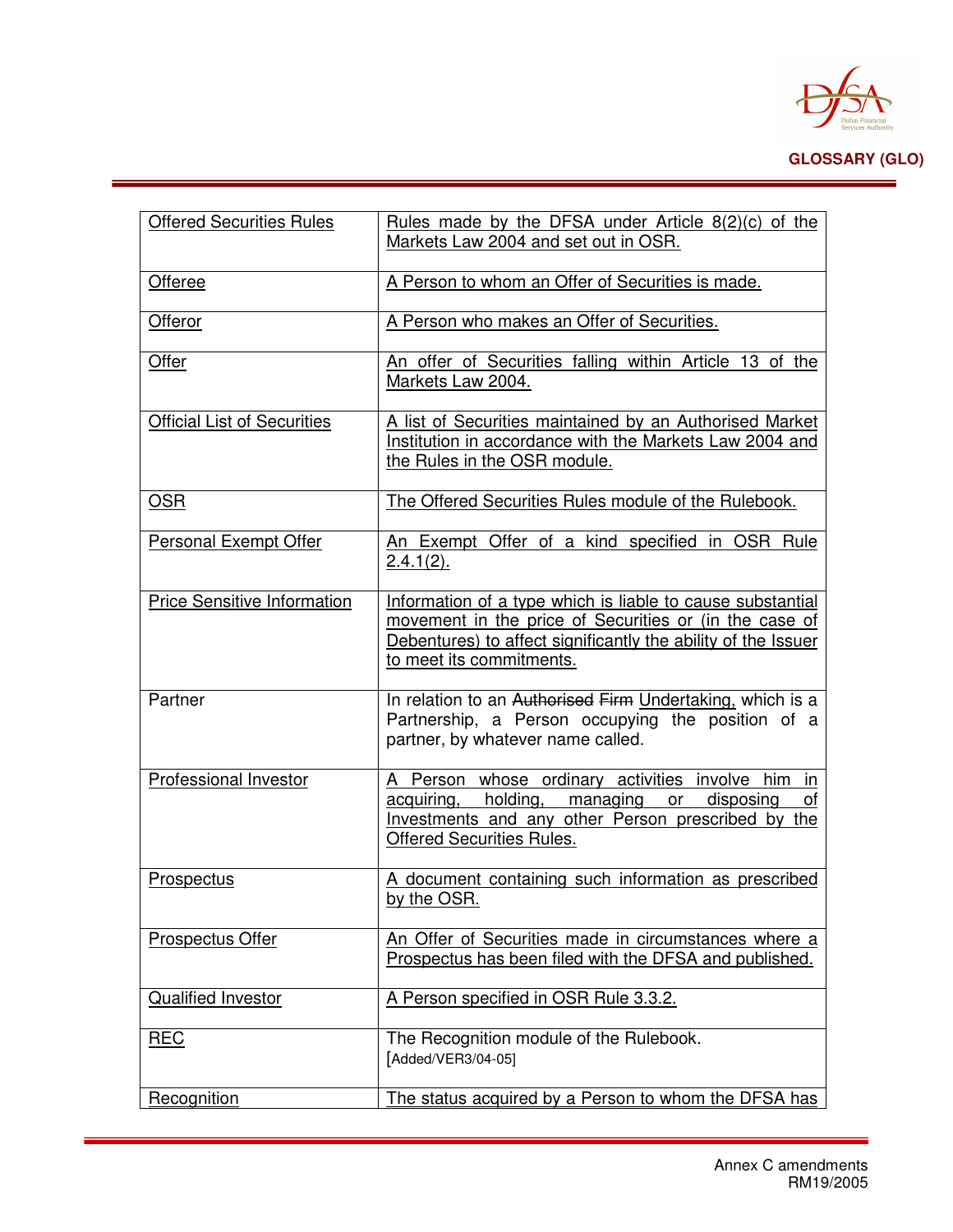| Offered Securities Rules | Rules made by the DFSA under Article 8(2)(c) of the Markets Law 2004 and set out in OSR. |
|---|---|
| Offeree | A Person to whom an Offer of Securities is made. |
| Offeror | A Person who makes an Offer of Securities. |
| Offer | An offer of Securities falling within Article 13 of the Markets Law 2004. |
| Official List of Securities | A list of Securities maintained by an Authorised Market Institution in accordance with the Markets Law 2004 and the Rules in the OSR module. |
| OSR | The Offered Securities Rules module of the Rulebook. |
| Personal Exempt Offer | An Exempt Offer of a kind specified in OSR Rule 2.4.1(2). |
| Price Sensitive Information | Information of a type which is liable to cause substantial movement in the price of Securities or (in the case of Debentures) to affect significantly the ability of the Issuer to meet its commitments. |
| Partner | In relation to an ~~Authorised Firm~~ Undertaking, which is a Partnership, a Person occupying the position of a partner, by whatever name called. |
| Professional Investor | A Person whose ordinary activities involve him in acquiring, holding, managing or disposing of Investments and any other Person prescribed by the Offered Securities Rules. |
| Prospectus | A document containing such information as prescribed by the OSR. |
| Prospectus Offer | An Offer of Securities made in circumstances where a Prospectus has been filed with the DFSA and published. |
| Qualified Investor | A Person specified in OSR Rule 3.3.2. |
| REC | The Recognition module of the Rulebook. [Added/VER3/04-05] |
| Recognition | The status acquired by a Person to whom the DFSA has |

Annex C amendments
RM19/2005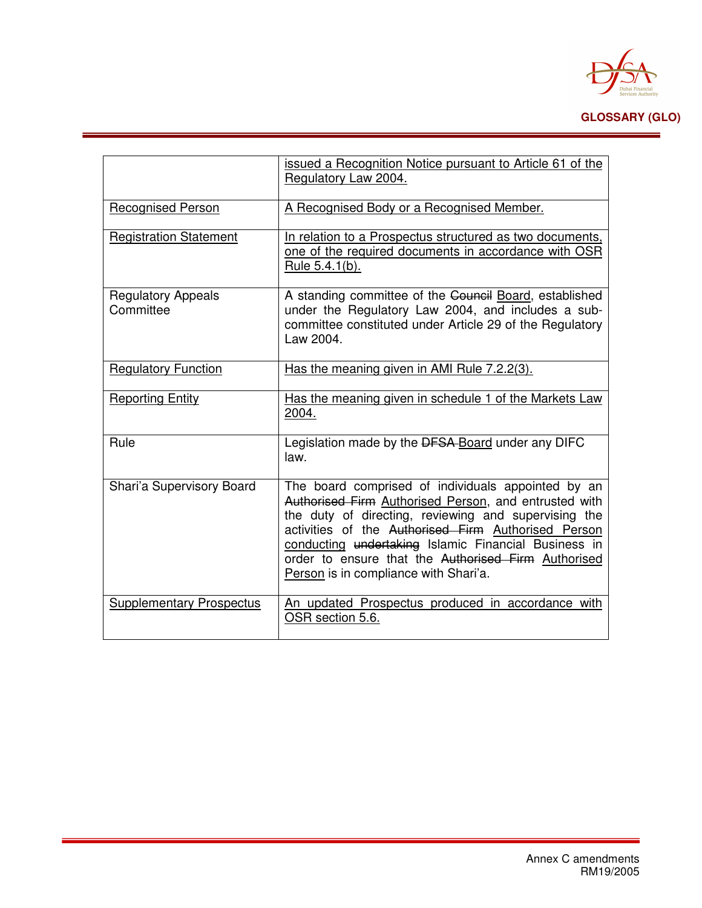| | |
|---|---|
| | issued a Recognition Notice pursuant to Article 61 of the Regulatory Law 2004. |
| Recognised Person | A Recognised Body or a Recognised Member. |
| Registration Statement | In relation to a Prospectus structured as two documents, one of the required documents in accordance with OSR Rule 5.4.1(b). |
| Regulatory Appeals Committee | A standing committee of the ~~Council~~ Board, established under the Regulatory Law 2004, and includes a sub-committee constituted under Article 29 of the Regulatory Law 2004. |
| Regulatory Function | Has the meaning given in AMI Rule 7.2.2(3). |
| Reporting Entity | Has the meaning given in schedule 1 of the Markets Law 2004. |
| Rule | Legislation made by the ~~DFSA~~ Board under any DIFC law. |
| Shari'a Supervisory Board | The board comprised of individuals appointed by an ~~Authorised Firm~~ Authorised Person, and entrusted with the duty of directing, reviewing and supervising the activities of the ~~Authorised Firm~~ Authorised Person conducting ~~undertaking~~ Islamic Financial Business in order to ensure that the ~~Authorised Firm~~ Authorised Person is in compliance with Shari'a. |
| Supplementary Prospectus | An updated Prospectus produced in accordance with OSR section 5.6. |

Annex C amendments
RM19/2005